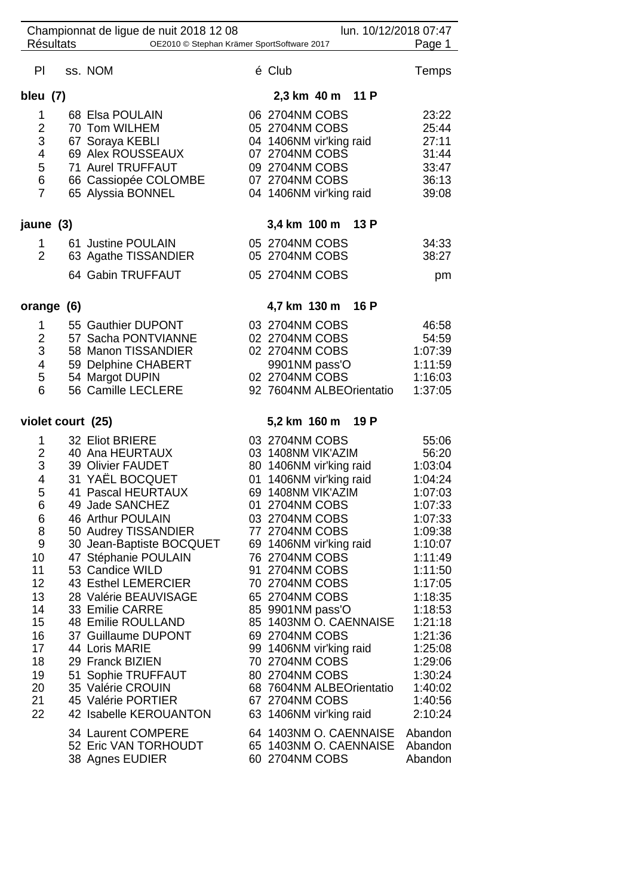Championnat de ligue de nuit 2018 12 08 — lun. 10/12/2018 07:47

Résultats — OE2010 © Stephan Krämer SportSoftware 2017

| Pl | ss. | NOM | é | Club | Temps |
|---|---|---|---|---|---|
| **bleu (7)** | | | | **2,3 km 40 m 11 P** | |
| 1 | 68 | Elsa POULAIN | 06 | 2704NM COBS | 23:22 |
| 2 | 70 | Tom WILHEM | 05 | 2704NM COBS | 25:44 |
| 3 | 67 | Soraya KEBLI | 04 | 1406NM vir'king raid | 27:11 |
| 4 | 69 | Alex ROUSSEAUX | 07 | 2704NM COBS | 31:44 |
| 5 | 71 | Aurel TRUFFAUT | 09 | 2704NM COBS | 33:47 |
| 6 | 66 | Cassiopée COLOMBE | 07 | 2704NM COBS | 36:13 |
| 7 | 65 | Alyssia BONNEL | 04 | 1406NM vir'king raid | 39:08 |
| **jaune (3)** | | | | **3,4 km 100 m 13 P** | |
| 1 | 61 | Justine POULAIN | 05 | 2704NM COBS | 34:33 |
| 2 | 63 | Agathe TISSANDIER | 05 | 2704NM COBS | 38:27 |
| | 64 | Gabin TRUFFAUT | 05 | 2704NM COBS | pm |
| **orange (6)** | | | | **4,7 km 130 m 16 P** | |
| 1 | 55 | Gauthier DUPONT | 03 | 2704NM COBS | 46:58 |
| 2 | 57 | Sacha PONTVIANNE | 02 | 2704NM COBS | 54:59 |
| 3 | 58 | Manon TISSANDIER | 02 | 2704NM COBS | 1:07:39 |
| 4 | 59 | Delphine CHABERT | | 9901NM pass'O | 1:11:59 |
| 5 | 54 | Margot DUPIN | 02 | 2704NM COBS | 1:16:03 |
| 6 | 56 | Camille LECLERE | 92 | 7604NM ALBEOrientatio | 1:37:05 |
| **violet court (25)** | | | | **5,2 km 160 m 19 P** | |
| 1 | 32 | Eliot BRIERE | 03 | 2704NM COBS | 55:06 |
| 2 | 40 | Ana HEURTAUX | 03 | 1408NM VIK'AZIM | 56:20 |
| 3 | 39 | Olivier FAUDET | 80 | 1406NM vir'king raid | 1:03:04 |
| 4 | 31 | YAËL BOCQUET | 01 | 1406NM vir'king raid | 1:04:24 |
| 5 | 41 | Pascal HEURTAUX | 69 | 1408NM VIK'AZIM | 1:07:03 |
| 6 | 49 | Jade SANCHEZ | 01 | 2704NM COBS | 1:07:33 |
| 6 | 46 | Arthur POULAIN | 03 | 2704NM COBS | 1:07:33 |
| 8 | 50 | Audrey TISSANDIER | 77 | 2704NM COBS | 1:09:38 |
| 9 | 30 | Jean-Baptiste BOCQUET | 69 | 1406NM vir'king raid | 1:10:07 |
| 10 | 47 | Stéphanie POULAIN | 76 | 2704NM COBS | 1:11:49 |
| 11 | 53 | Candice WILD | 91 | 2704NM COBS | 1:11:50 |
| 12 | 43 | Esthel LEMERCIER | 70 | 2704NM COBS | 1:17:05 |
| 13 | 28 | Valérie BEAUVISAGE | 65 | 2704NM COBS | 1:18:35 |
| 14 | 33 | Emilie CARRE | 85 | 9901NM pass'O | 1:18:53 |
| 15 | 48 | Emilie ROULLAND | 85 | 1403NM O. CAENNAISE | 1:21:18 |
| 16 | 37 | Guillaume DUPONT | 69 | 2704NM COBS | 1:21:36 |
| 17 | 44 | Loris MARIE | 99 | 1406NM vir'king raid | 1:25:08 |
| 18 | 29 | Franck BIZIEN | 70 | 2704NM COBS | 1:29:06 |
| 19 | 51 | Sophie TRUFFAUT | 80 | 2704NM COBS | 1:30:24 |
| 20 | 35 | Valérie CROUIN | 68 | 7604NM ALBEOrientatio | 1:40:02 |
| 21 | 45 | Valérie PORTIER | 67 | 2704NM COBS | 1:40:56 |
| 22 | 42 | Isabelle KEROUANTON | 63 | 1406NM vir'king raid | 2:10:24 |
| | 34 | Laurent COMPERE | 64 | 1403NM O. CAENNAISE | Abandon |
| | 52 | Eric VAN TORHOUDT | 65 | 1403NM O. CAENNAISE | Abandon |
| | 38 | Agnes EUDIER | 60 | 2704NM COBS | Abandon |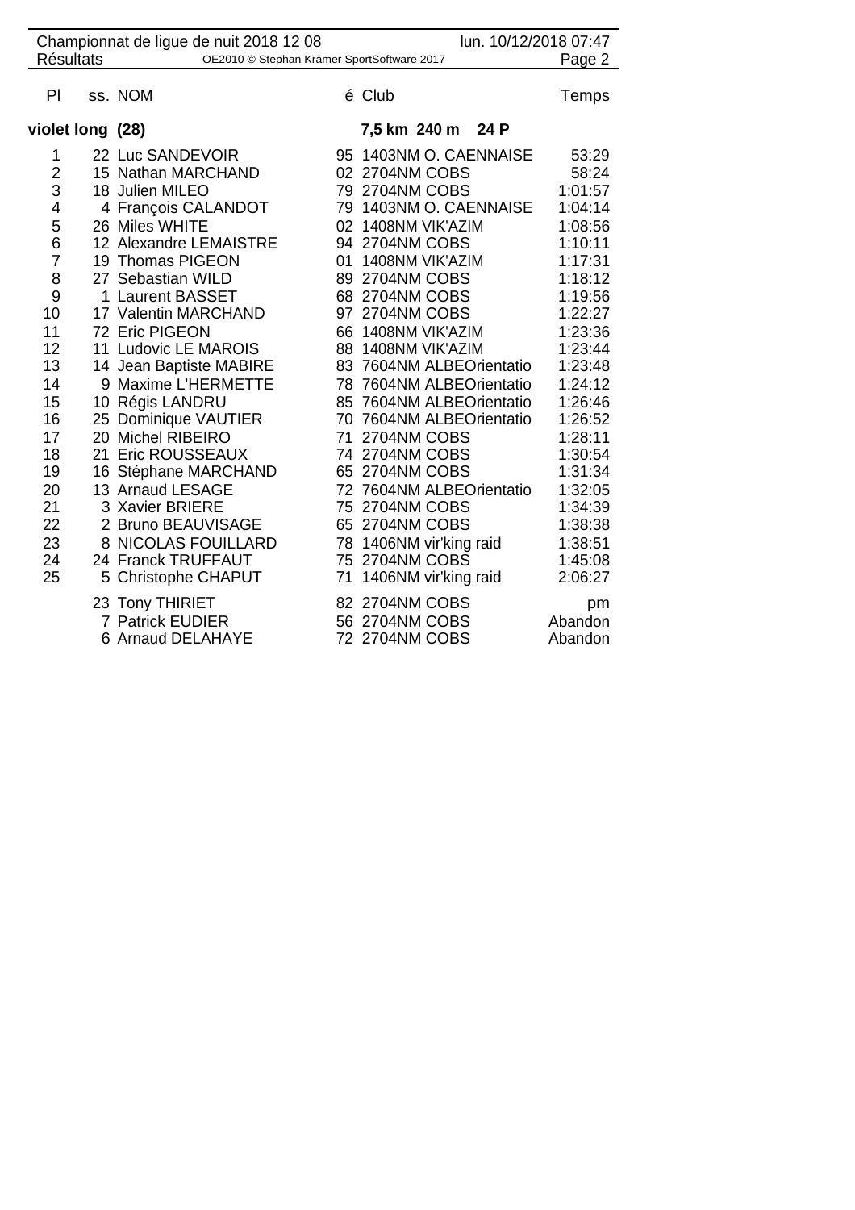| Pl | ss. | NOM | é | Club | Temps |
|---|---|---|---|---|---|
| **violet long (28)** | | | | **7,5 km 240 m 24 P** | |
| 1 | 22 | Luc SANDEVOIR | 95 | 1403NM O. CAENNAISE | 53:29 |
| 2 | 15 | Nathan MARCHAND | 02 | 2704NM COBS | 58:24 |
| 3 | 18 | Julien MILEO | 79 | 2704NM COBS | 1:01:57 |
| 4 | 4 | François CALANDOT | 79 | 1403NM O. CAENNAISE | 1:04:14 |
| 5 | 26 | Miles WHITE | 02 | 1408NM VIK'AZIM | 1:08:56 |
| 6 | 12 | Alexandre LEMAISTRE | 94 | 2704NM COBS | 1:10:11 |
| 7 | 19 | Thomas PIGEON | 01 | 1408NM VIK'AZIM | 1:17:31 |
| 8 | 27 | Sebastian WILD | 89 | 2704NM COBS | 1:18:12 |
| 9 | 1 | Laurent BASSET | 68 | 2704NM COBS | 1:19:56 |
| 10 | 17 | Valentin MARCHAND | 97 | 2704NM COBS | 1:22:27 |
| 11 | 72 | Eric PIGEON | 66 | 1408NM VIK'AZIM | 1:23:36 |
| 12 | 11 | Ludovic LE MAROIS | 88 | 1408NM VIK'AZIM | 1:23:44 |
| 13 | 14 | Jean Baptiste MABIRE | 83 | 7604NM ALBEOrientatio | 1:23:48 |
| 14 | 9 | Maxime L'HERMETTE | 78 | 7604NM ALBEOrientatio | 1:24:12 |
| 15 | 10 | Régis LANDRU | 85 | 7604NM ALBEOrientatio | 1:26:46 |
| 16 | 25 | Dominique VAUTIER | 70 | 7604NM ALBEOrientatio | 1:26:52 |
| 17 | 20 | Michel RIBEIRO | 71 | 2704NM COBS | 1:28:11 |
| 18 | 21 | Eric ROUSSEAUX | 74 | 2704NM COBS | 1:30:54 |
| 19 | 16 | Stéphane MARCHAND | 65 | 2704NM COBS | 1:31:34 |
| 20 | 13 | Arnaud LESAGE | 72 | 7604NM ALBEOrientatio | 1:32:05 |
| 21 | 3 | Xavier BRIERE | 75 | 2704NM COBS | 1:34:39 |
| 22 | 2 | Bruno BEAUVISAGE | 65 | 2704NM COBS | 1:38:38 |
| 23 | 8 | NICOLAS FOUILLARD | 78 | 1406NM vir'king raid | 1:38:51 |
| 24 | 24 | Franck TRUFFAUT | 75 | 2704NM COBS | 1:45:08 |
| 25 | 5 | Christophe CHAPUT | 71 | 1406NM vir'king raid | 2:06:27 |
| | 23 | Tony THIRIET | 82 | 2704NM COBS | pm |
| | 7 | Patrick EUDIER | 56 | 2704NM COBS | Abandon |
| | 6 | Arnaud DELAHAYE | 72 | 2704NM COBS | Abandon |